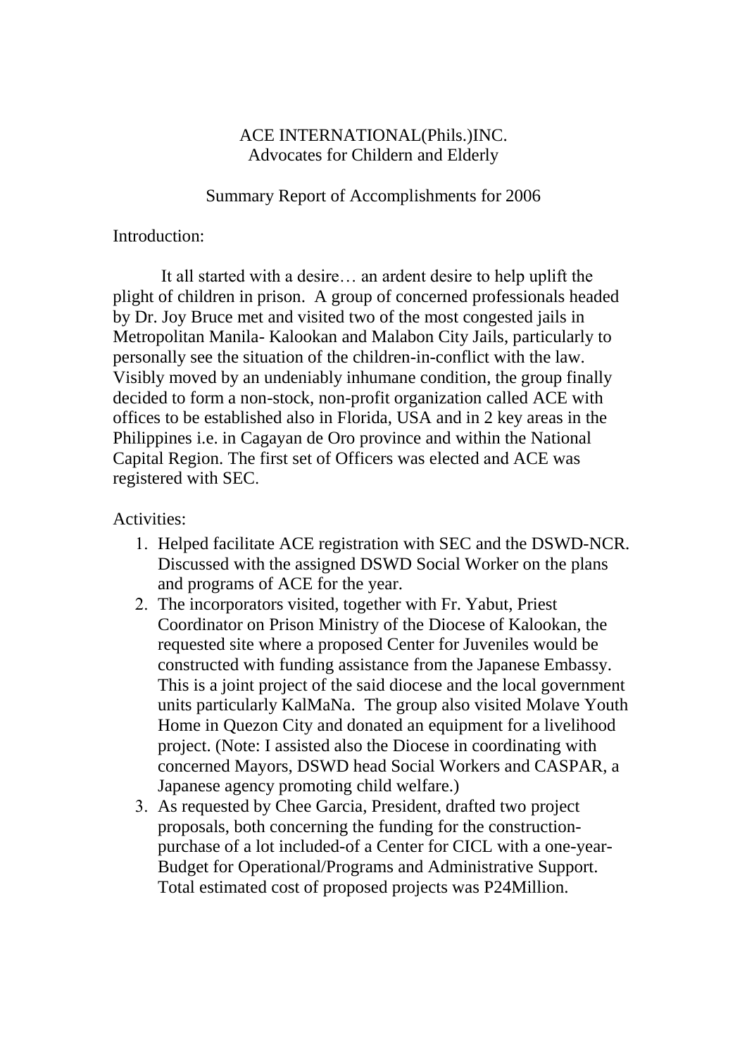# ACE INTERNATIONAL(Phils.)INC.
## Advocates for Childern and Elderly

### Summary Report of Accomplishments for 2006

Introduction:

It all started with a desire… an ardent desire to help uplift the plight of children in prison. A group of concerned professionals headed by Dr. Joy Bruce met and visited two of the most congested jails in Metropolitan Manila- Kalookan and Malabon City Jails, particularly to personally see the situation of the children-in-conflict with the law. Visibly moved by an undeniably inhumane condition, the group finally decided to form a non-stock, non-profit organization called ACE with offices to be established also in Florida, USA and in 2 key areas in the Philippines i.e. in Cagayan de Oro province and within the National Capital Region. The first set of Officers was elected and ACE was registered with SEC.

Activities:

1. Helped facilitate ACE registration with SEC and the DSWD-NCR. Discussed with the assigned DSWD Social Worker on the plans and programs of ACE for the year.
2. The incorporators visited, together with Fr. Yabut, Priest Coordinator on Prison Ministry of the Diocese of Kalookan, the requested site where a proposed Center for Juveniles would be constructed with funding assistance from the Japanese Embassy. This is a joint project of the said diocese and the local government units particularly KalMaNa. The group also visited Molave Youth Home in Quezon City and donated an equipment for a livelihood project. (Note: I assisted also the Diocese in coordinating with concerned Mayors, DSWD head Social Workers and CASPAR, a Japanese agency promoting child welfare.)
3. As requested by Chee Garcia, President, drafted two project proposals, both concerning the funding for the construction-purchase of a lot included-of a Center for CICL with a one-year-Budget for Operational/Programs and Administrative Support. Total estimated cost of proposed projects was P24Million.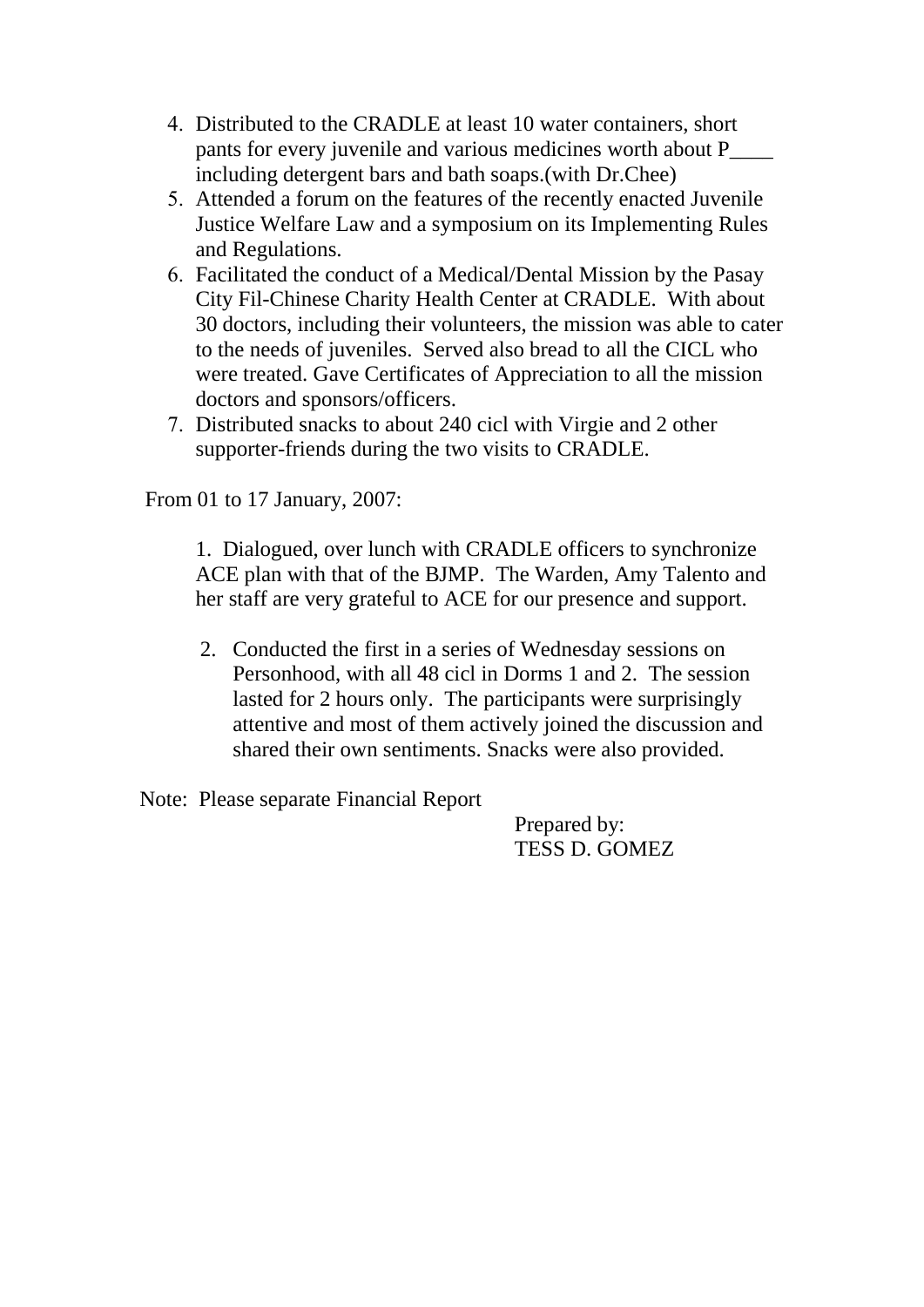4. Distributed to the CRADLE at least 10 water containers, short pants for every juvenile and various medicines worth about P____ including detergent bars and bath soaps.(with Dr.Chee)
5. Attended a forum on the features of the recently enacted Juvenile Justice Welfare Law and a symposium on its Implementing Rules and Regulations.
6. Facilitated the conduct of a Medical/Dental Mission by the Pasay City Fil-Chinese Charity Health Center at CRADLE. With about 30 doctors, including their volunteers, the mission was able to cater to the needs of juveniles. Served also bread to all the CICL who were treated. Gave Certificates of Appreciation to all the mission doctors and sponsors/officers.
7. Distributed snacks to about 240 cicl with Virgie and 2 other supporter-friends during the two visits to CRADLE.

From 01 to 17 January, 2007:

1. Dialogued, over lunch with CRADLE officers to synchronize ACE plan with that of the BJMP. The Warden, Amy Talento and her staff are very grateful to ACE for our presence and support.

2. Conducted the first in a series of Wednesday sessions on Personhood, with all 48 cicl in Dorms 1 and 2. The session lasted for 2 hours only. The participants were surprisingly attentive and most of them actively joined the discussion and shared their own sentiments. Snacks were also provided.

Note: Please separate Financial Report

Prepared by:
TESS D. GOMEZ